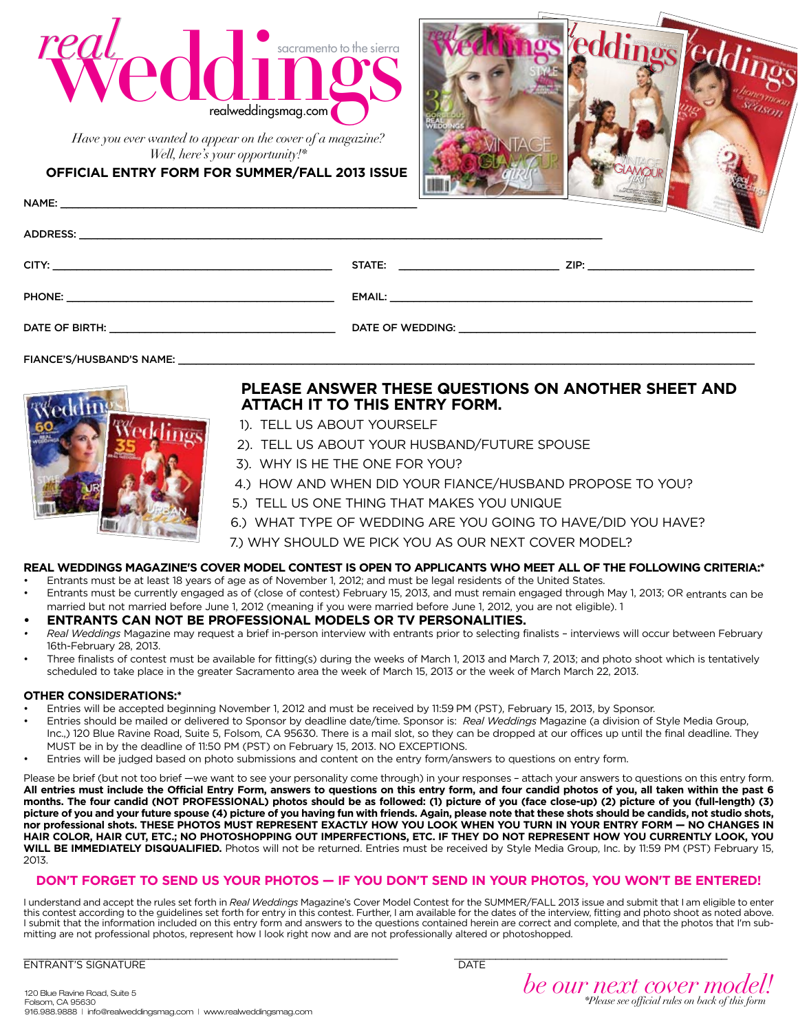# real weddings

sacramento to the sierra

realweddingsmag.com

*Have you ever wanted to appear on the cover of a magazine? Well, here's your opportunity!\**

**OFFICIAL ENTRY FORM FOR SUMMER/FALL 2013 ISSUE**

NAME: ______________________________

ADDRESS: ______________________________

CITY: ____________________ STATE: ____________ ZIP: ____________

PHONE: ____________________ EMAIL: ____________________

DATE OF BIRTH: ____________________ DATE OF WEDDING: ____________________

FIANCE'S/HUSBAND'S NAME: ______________________________

## PLEASE ANSWER THESE QUESTIONS ON ANOTHER SHEET AND ATTACH IT TO THIS ENTRY FORM.

1). TELL US ABOUT YOURSELF
2). TELL US ABOUT YOUR HUSBAND/FUTURE SPOUSE
3). WHY IS HE THE ONE FOR YOU?
4.) HOW AND WHEN DID YOUR FIANCE/HUSBAND PROPOSE TO YOU?
5.) TELL US ONE THING THAT MAKES YOU UNIQUE
6.) WHAT TYPE OF WEDDING ARE YOU GOING TO HAVE/DID YOU HAVE?
7.) WHY SHOULD WE PICK YOU AS OUR NEXT COVER MODEL?

**REAL WEDDINGS MAGAZINE'S COVER MODEL CONTEST IS OPEN TO APPLICANTS WHO MEET ALL OF THE FOLLOWING CRITERIA:\***

- Entrants must be at least 18 years of age as of November 1, 2012; and must be legal residents of the United States.
- Entrants must be currently engaged as of (close of contest) February 15, 2013, and must remain engaged through May 1, 2013; OR entrants can be married but not married before June 1, 2012 (meaning if you were married before June 1, 2012, you are not eligible). 1
- **ENTRANTS CAN NOT BE PROFESSIONAL MODELS OR TV PERSONALITIES.**
- *Real Weddings* Magazine may request a brief in-person interview with entrants prior to selecting finalists – interviews will occur between February 16th-February 28, 2013.
- Three finalists of contest must be available for fitting(s) during the weeks of March 1, 2013 and March 7, 2013; and photo shoot which is tentatively scheduled to take place in the greater Sacramento area the week of March 15, 2013 or the week of March March 22, 2013.

**OTHER CONSIDERATIONS:\***

- Entries will be accepted beginning November 1, 2012 and must be received by 11:59 PM (PST), February 15, 2013, by Sponsor.
- Entries should be mailed or delivered to Sponsor by deadline date/time. Sponsor is: *Real Weddings* Magazine (a division of Style Media Group, Inc.,) 120 Blue Ravine Road, Suite 5, Folsom, CA 95630. There is a mail slot, so they can be dropped at our offices up until the final deadline. They MUST be in by the deadline of 11:50 PM (PST) on February 15, 2013. NO EXCEPTIONS.
- Entries will be judged based on photo submissions and content on the entry form/answers to questions on entry form.

Please be brief (but not too brief —we want to see your personality come through) in your responses – attach your answers to questions on this entry form. **All entries must include the Official Entry Form, answers to questions on this entry form, and four candid photos of you, all taken within the past 6 months. The four candid (NOT PROFESSIONAL) photos should be as followed: (1) picture of you (face close-up) (2) picture of you (full-length) (3) picture of you and your future spouse (4) picture of you having fun with friends. Again, please note that these shots should be candids, not studio shots, nor professional shots. THESE PHOTOS MUST REPRESENT EXACTLY HOW YOU LOOK WHEN YOU TURN IN YOUR ENTRY FORM — NO CHANGES IN HAIR COLOR, HAIR CUT, ETC.; NO PHOTOSHOPPING OUT IMPERFECTIONS, ETC. IF THEY DO NOT REPRESENT HOW YOU CURRENTLY LOOK, YOU WILL BE IMMEDIATELY DISQUALIFIED.** Photos will not be returned. Entries must be received by Style Media Group, Inc. by 11:59 PM (PST) February 15, 2013.

**DON'T FORGET TO SEND US YOUR PHOTOS — IF YOU DON'T SEND IN YOUR PHOTOS, YOU WON'T BE ENTERED!**

I understand and accept the rules set forth in *Real Weddings* Magazine's Cover Model Contest for the SUMMER/FALL 2013 issue and submit that I am eligible to enter this contest according to the guidelines set forth for entry in this contest. Further, I am available for the dates of the interview, fitting and photo shoot as noted above. I submit that the information included on this entry form and answers to the questions contained herein are correct and complete, and that the photos that I'm submitting are not professional photos, represent how I look right now and are not professionally altered or photoshopped.

______________________________ ______________________________
ENTRANT'S SIGNATURE DATE

120 Blue Ravine Road, Suite 5
Folsom, CA 95630
916.988.9888 | info@realweddingsmag.com | www.realweddingsmag.com

*be our next cover model!*

*\*Please see official rules on back of this form*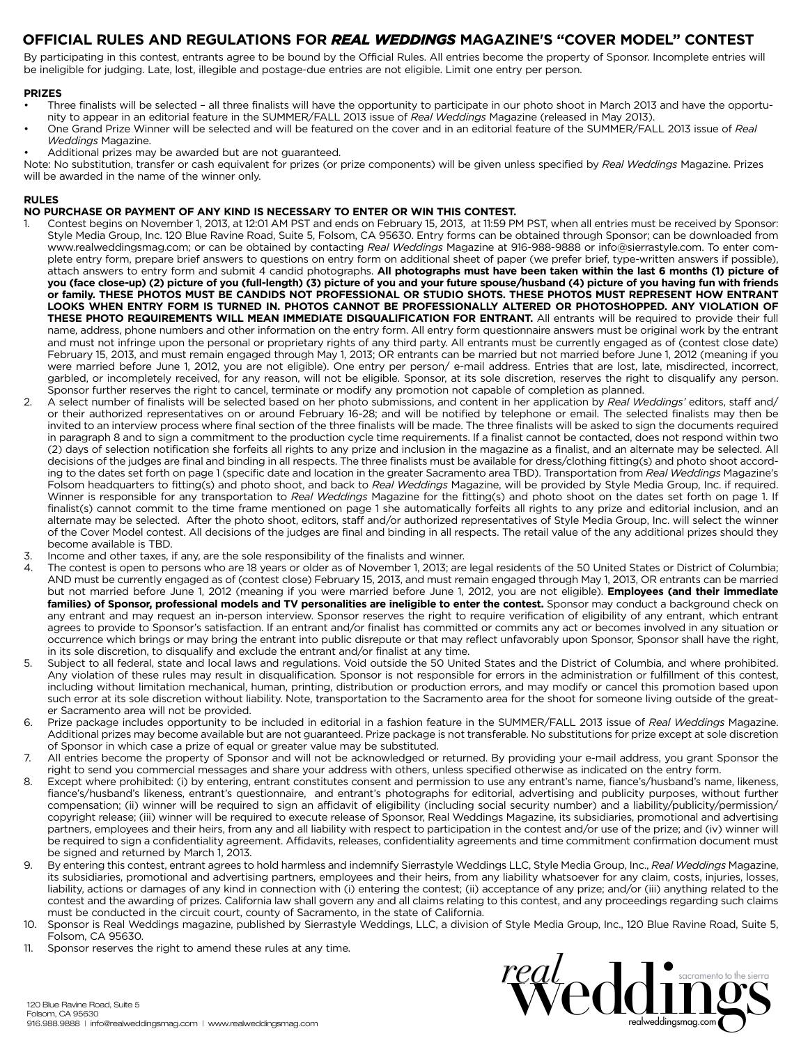# OFFICIAL RULES AND REGULATIONS FOR *REAL WEDDINGS* MAGAZINE'S "COVER MODEL" CONTEST

By participating in this contest, entrants agree to be bound by the Official Rules. All entries become the property of Sponsor. Incomplete entries will be ineligible for judging. Late, lost, illegible and postage-due entries are not eligible. Limit one entry per person.

## PRIZES

- Three finalists will be selected – all three finalists will have the opportunity to participate in our photo shoot in March 2013 and have the opportunity to appear in an editorial feature in the SUMMER/FALL 2013 issue of *Real Weddings* Magazine (released in May 2013).
- One Grand Prize Winner will be selected and will be featured on the cover and in an editorial feature of the SUMMER/FALL 2013 issue of *Real Weddings* Magazine.
- Additional prizes may be awarded but are not guaranteed.

Note: No substitution, transfer or cash equivalent for prizes (or prize components) will be given unless specified by *Real Weddings* Magazine. Prizes will be awarded in the name of the winner only.

## RULES

**NO PURCHASE OR PAYMENT OF ANY KIND IS NECESSARY TO ENTER OR WIN THIS CONTEST.**

1. Contest begins on November 1, 2013, at 12:01 AM PST and ends on February 15, 2013, at 11:59 PM PST, when all entries must be received by Sponsor: Style Media Group, Inc. 120 Blue Ravine Road, Suite 5, Folsom, CA 95630. Entry forms can be obtained through Sponsor; can be downloaded from www.realweddingsmag.com; or can be obtained by contacting *Real Weddings* Magazine at 916-988-9888 or info@sierrastyle.com. To enter complete entry form, prepare brief answers to questions on entry form on additional sheet of paper (we prefer brief, type-written answers if possible), attach answers to entry form and submit 4 candid photographs. **All photographs must have been taken within the last 6 months (1) picture of you (face close-up) (2) picture of you (full-length) (3) picture of you and your future spouse/husband (4) picture of you having fun with friends or family. THESE PHOTOS MUST BE CANDIDS NOT PROFESSIONAL OR STUDIO SHOTS. THESE PHOTOS MUST REPRESENT HOW ENTRANT LOOKS WHEN ENTRY FORM IS TURNED IN. PHOTOS CANNOT BE PROFESSIONALLY ALTERED OR PHOTOSHOPPED. ANY VIOLATION OF THESE PHOTO REQUIREMENTS WILL MEAN IMMEDIATE DISQUALIFICATION FOR ENTRANT.** All entrants will be required to provide their full name, address, phone numbers and other information on the entry form. All entry form questionnaire answers must be original work by the entrant and must not infringe upon the personal or proprietary rights of any third party. All entrants must be currently engaged as of (contest close date) February 15, 2013, and must remain engaged through May 1, 2013; OR entrants can be married but not married before June 1, 2012 (meaning if you were married before June 1, 2012, you are not eligible). One entry per person/ e-mail address. Entries that are lost, late, misdirected, incorrect, garbled, or incompletely received, for any reason, will not be eligible. Sponsor, at its sole discretion, reserves the right to disqualify any person. Sponsor further reserves the right to cancel, terminate or modify any promotion not capable of completion as planned.
2. A select number of finalists will be selected based on her photo submissions, and content in her application by *Real Weddings'* editors, staff and/or their authorized representatives on or around February 16-28; and will be notified by telephone or email. The selected finalists may then be invited to an interview process where final section of the three finalists will be made. The three finalists will be asked to sign the documents required in paragraph 8 and to sign a commitment to the production cycle time requirements. If a finalist cannot be contacted, does not respond within two (2) days of selection notification she forfeits all rights to any prize and inclusion in the magazine as a finalist, and an alternate may be selected. All decisions of the judges are final and binding in all respects. The three finalists must be available for dress/clothing fitting(s) and photo shoot according to the dates set forth on page 1 (specific date and location in the greater Sacramento area TBD). Transportation from *Real Weddings* Magazine's Folsom headquarters to fitting(s) and photo shoot, and back to *Real Weddings* Magazine, will be provided by Style Media Group, Inc. if required. Winner is responsible for any transportation to *Real Weddings* Magazine for the fitting(s) and photo shoot on the dates set forth on page 1. If finalist(s) cannot commit to the time frame mentioned on page 1 she automatically forfeits all rights to any prize and editorial inclusion, and an alternate may be selected. After the photo shoot, editors, staff and/or authorized representatives of Style Media Group, Inc. will select the winner of the Cover Model contest. All decisions of the judges are final and binding in all respects. The retail value of the any additional prizes should they become available is TBD.
3. Income and other taxes, if any, are the sole responsibility of the finalists and winner.
4. The contest is open to persons who are 18 years or older as of November 1, 2013; are legal residents of the 50 United States or District of Columbia; AND must be currently engaged as of (contest close) February 15, 2013, and must remain engaged through May 1, 2013, OR entrants can be married but not married before June 1, 2012 (meaning if you were married before June 1, 2012, you are not eligible). **Employees (and their immediate families) of Sponsor, professional models and TV personalities are ineligible to enter the contest.** Sponsor may conduct a background check on any entrant and may request an in-person interview. Sponsor reserves the right to require verification of eligibility of any entrant, which entrant agrees to provide to Sponsor's satisfaction. If an entrant and/or finalist has committed or commits any act or becomes involved in any situation or occurrence which brings or may bring the entrant into public disrepute or that may reflect unfavorably upon Sponsor, Sponsor shall have the right, in its sole discretion, to disqualify and exclude the entrant and/or finalist at any time.
5. Subject to all federal, state and local laws and regulations. Void outside the 50 United States and the District of Columbia, and where prohibited. Any violation of these rules may result in disqualification. Sponsor is not responsible for errors in the administration or fulfillment of this contest, including without limitation mechanical, human, printing, distribution or production errors, and may modify or cancel this promotion based upon such error at its sole discretion without liability. Note, transportation to the Sacramento area for the shoot for someone living outside of the greater Sacramento area will not be provided.
6. Prize package includes opportunity to be included in editorial in a fashion feature in the SUMMER/FALL 2013 issue of *Real Weddings* Magazine. Additional prizes may become available but are not guaranteed. Prize package is not transferable. No substitutions for prize except at sole discretion of Sponsor in which case a prize of equal or greater value may be substituted.
7. All entries become the property of Sponsor and will not be acknowledged or returned. By providing your e-mail address, you grant Sponsor the right to send you commercial messages and share your address with others, unless specified otherwise as indicated on the entry form.
8. Except where prohibited: (i) by entering, entrant constitutes consent and permission to use any entrant's name, fiance's/husband's name, likeness, fiance's/husband's likeness, entrant's questionnaire, and entrant's photographs for editorial, advertising and publicity purposes, without further compensation; (ii) winner will be required to sign an affidavit of eligibility (including social security number) and a liability/publicity/permission/copyright release; (iii) winner will be required to execute release of Sponsor, Real Weddings Magazine, its subsidiaries, promotional and advertising partners, employees and their heirs, from any and all liability with respect to participation in the contest and/or use of the prize; and (iv) winner will be required to sign a confidentiality agreement. Affidavits, releases, confidentiality agreements and time commitment confirmation document must be signed and returned by March 1, 2013.
9. By entering this contest, entrant agrees to hold harmless and indemnify Sierrastyle Weddings LLC, Style Media Group, Inc., *Real Weddings* Magazine, its subsidiaries, promotional and advertising partners, employees and their heirs, from any liability whatsoever for any claim, costs, injuries, losses, liability, actions or damages of any kind in connection with (i) entering the contest; (ii) acceptance of any prize; and/or (iii) anything related to the contest and the awarding of prizes. California law shall govern any and all claims relating to this contest, and any proceedings regarding such claims must be conducted in the circuit court, county of Sacramento, in the state of California.
10. Sponsor is Real Weddings magazine, published by Sierrastyle Weddings, LLC, a division of Style Media Group, Inc., 120 Blue Ravine Road, Suite 5, Folsom, CA 95630.
11. Sponsor reserves the right to amend these rules at any time.

120 Blue Ravine Road, Suite 5
Folsom, CA 95630
916.988.9888 | info@realweddingsmag.com | www.realweddingsmag.com

real weddings
sacramento to the sierra
realweddingsmag.com